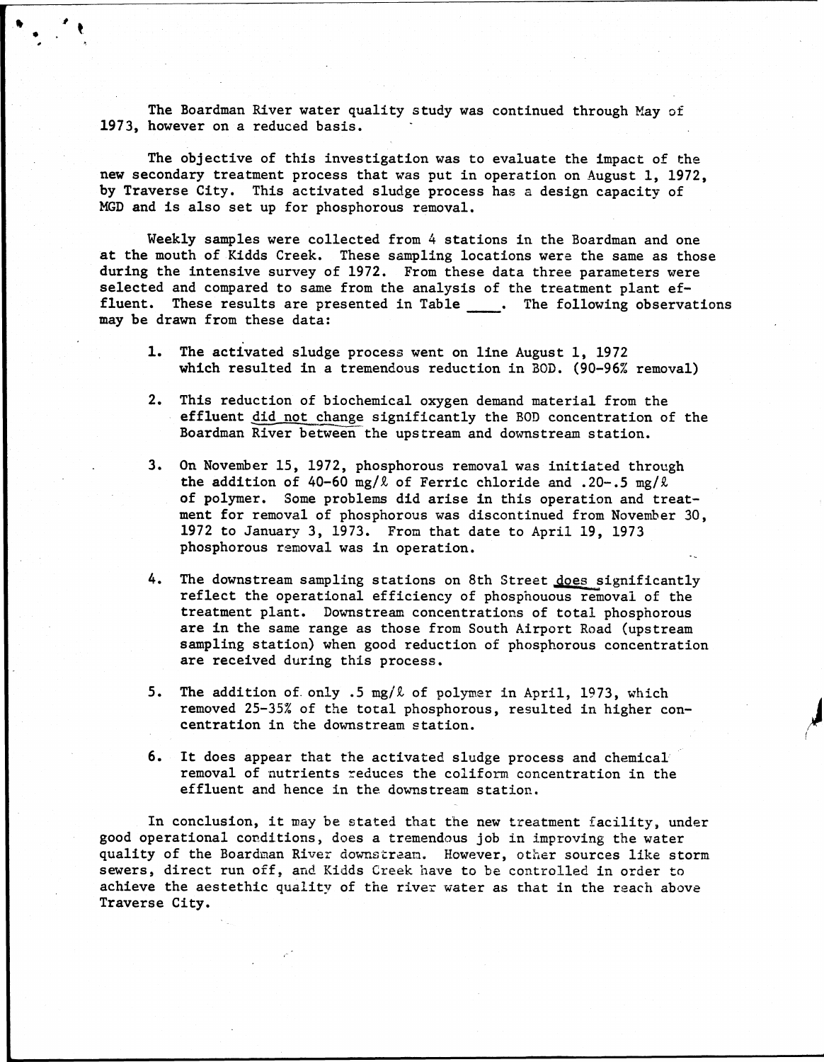The Boardman River water quality study was continued through May of 1973, however on a reduced basis.

The objective of this investigation was to evaluate the impact of the new secondary treatment process that was put in operation on August 1, 1972, by Traverse City. This activated sludge process has a design capacity of MGD and is also set up for phosphorous removal.

Weekly samples were collected from 4 stations in the Boardman and one at the mouth of Kidds Creek. These sampling locations were the same as those during the intensive survey of 1972. From these data three parameters were selected and compared to same from the analysis of the treatment plant effluent. These results are presented in Table ____. The following observations may be drawn from these data:

1. The activated sludge process went on line August 1, 1972 which resulted in a tremendous reduction in BOD. (90-96% removal)

2. This reduction of biochemical oxygen demand material from the effluent did not change significantly the BOD concentration of the Boardman River between the upstream and downstream station.

3. On November 15, 1972, phosphorous removal was initiated through the addition of 40-60 mg/ℓ of Ferric chloride and .20-.5 mg/ℓ of polymer. Some problems did arise in this operation and treatment for removal of phosphorous was discontinued from November 30, 1972 to January 3, 1973. From that date to April 19, 1973 phosphorous removal was in operation.

4. The downstream sampling stations on 8th Street does significantly reflect the operational efficiency of phosphouous removal of the treatment plant. Downstream concentrations of total phosphorous are in the same range as those from South Airport Road (upstream sampling station) when good reduction of phosphorous concentration are received during this process.

5. The addition of only .5 mg/ℓ of polymer in April, 1973, which removed 25-35% of the total phosphorous, resulted in higher concentration in the downstream station.

6. It does appear that the activated sludge process and chemical removal of nutrients reduces the coliform concentration in the effluent and hence in the downstream station.

In conclusion, it may be stated that the new treatment facility, under good operational conditions, does a tremendous job in improving the water quality of the Boardman River downstream. However, other sources like storm sewers, direct run off, and Kidds Creek have to be controlled in order to achieve the aestethic quality of the river water as that in the reach above Traverse City.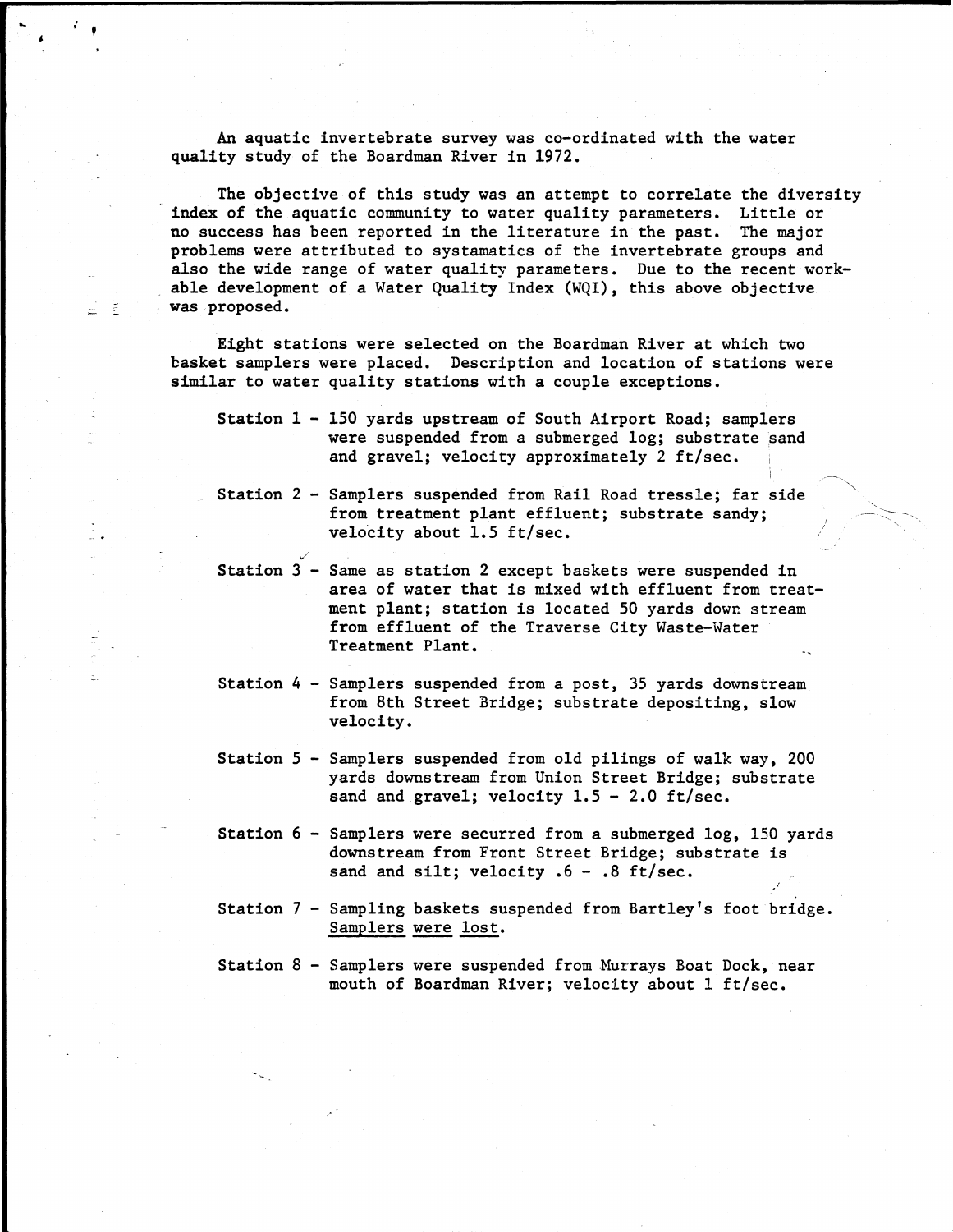An aquatic invertebrate survey was co-ordinated with the water quality study of the Boardman River in 1972.

The objective of this study was an attempt to correlate the diversity index of the aquatic community to water quality parameters. Little or no success has been reported in the literature in the past. The major problems were attributed to systamatics of the invertebrate groups and also the wide range of water quality parameters. Due to the recent workable development of a Water Quality Index (WQI), this above objective was proposed.

Eight stations were selected on the Boardman River at which two basket samplers were placed. Description and location of stations were similar to water quality stations with a couple exceptions.

Station 1 - 150 yards upstream of South Airport Road; samplers were suspended from a submerged log; substrate sand and gravel; velocity approximately 2 ft/sec.

Station 2 - Samplers suspended from Rail Road tressle; far side from treatment plant effluent; substrate sandy; velocity about 1.5 ft/sec.

Station 3 - Same as station 2 except baskets were suspended in area of water that is mixed with effluent from treatment plant; station is located 50 yards down stream from effluent of the Traverse City Waste-Water Treatment Plant.

Station 4 - Samplers suspended from a post, 35 yards downstream from 8th Street Bridge; substrate depositing, slow velocity.

Station 5 - Samplers suspended from old pilings of walk way, 200 yards downstream from Union Street Bridge; substrate sand and gravel; velocity 1.5 - 2.0 ft/sec.

Station 6 - Samplers were securred from a submerged log, 150 yards downstream from Front Street Bridge; substrate is sand and silt; velocity .6 - .8 ft/sec.

Station 7 - Sampling baskets suspended from Bartley's foot bridge. Samplers were lost.

Station 8 - Samplers were suspended from Murrays Boat Dock, near mouth of Boardman River; velocity about 1 ft/sec.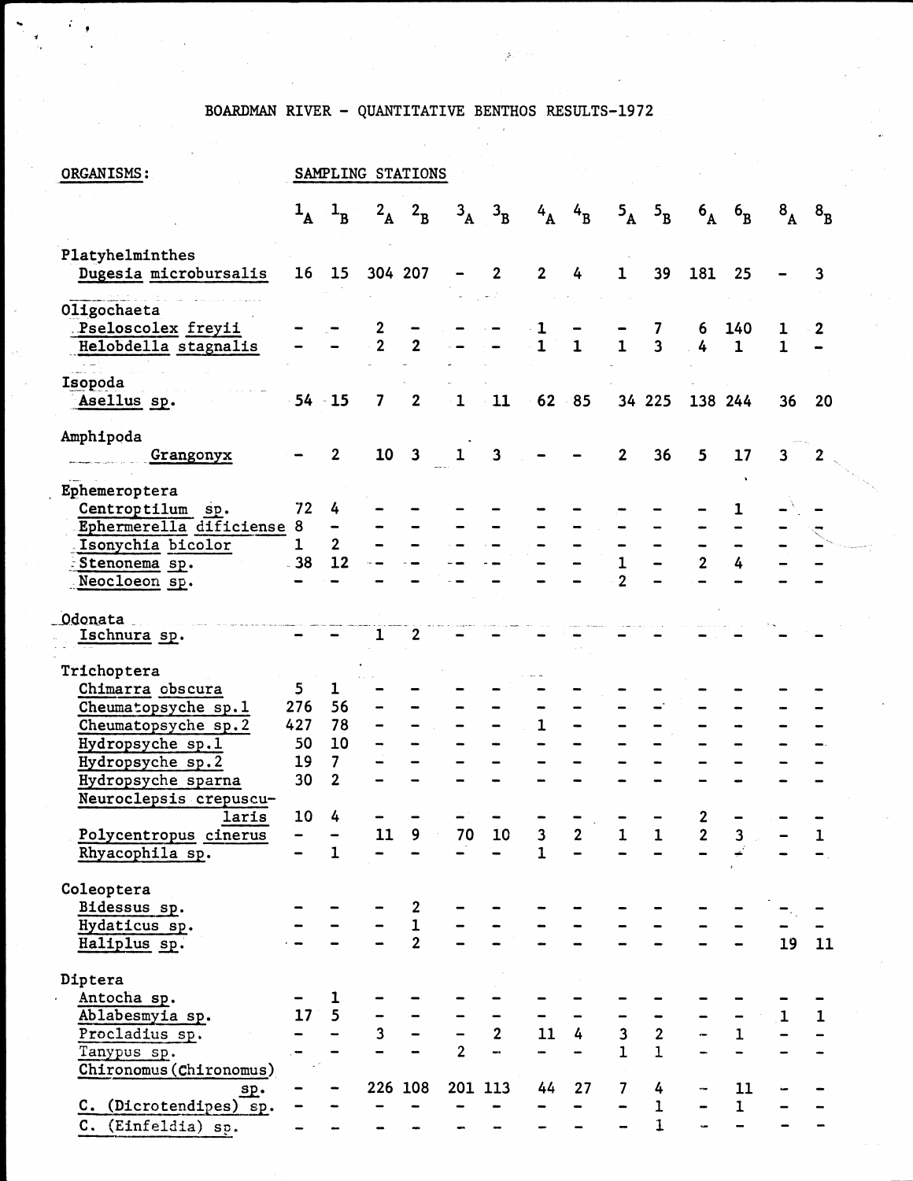# BOARDMAN RIVER - QUANTITATIVE BENTHOS RESULTS-1972

| ORGANISMS: | $1_A$ | $1_B$ | $2_A$ | $2_B$ | $3_A$ | $3_B$ | $4_A$ | $4_B$ | $5_A$ | $5_B$ | $6_A$ | $6_B$ | $8_A$ | $8_B$ |
|---|---|---|---|---|---|---|---|---|---|---|---|---|---|---|
| **Platyhelminthes** | | | | | | | | | | | | | | |
| Dugesia microbursalis | 16 | 15 | 304 | 207 | - | 2 | 2 | 4 | 1 | 39 | 181 | 25 | - | 3 |
| **Oligochaeta** | | | | | | | | | | | | | | |
| Pseloscolex freyii | - | - | 2 | - | - | - | 1 | - | - | 7 | 6 | 140 | 1 | 2 |
| Helobdella stagnalis | - | - | 2 | 2 | - | - | 1 | 1 | 1 | 3 | 4 | 1 | 1 | - |
| **Isopoda** | | | | | | | | | | | | | | |
| Asellus sp. | 54 | 15 | 7 | 2 | 1 | 11 | 62 | 85 | 34 | 225 | 138 | 244 | 36 | 20 |
| **Amphipoda** | | | | | | | | | | | | | | |
| Grangonyx | - | 2 | 10 | 3 | 1 | 3 | - | - | 2 | 36 | 5 | 17 | 3 | 2 |
| **Ephemeroptera** | | | | | | | | | | | | | | |
| Centroptilum sp. | 72 | 4 | - | - | - | - | - | - | - | - | - | 1 | - | - |
| Ephermerella dificiense | 8 | - | - | - | - | - | - | - | - | - | - | - | - | - |
| Isonychia bicolor | 1 | 2 | - | - | - | - | - | - | - | - | - | - | - | - |
| Stenonema sp. | 38 | 12 | - | - | - | - | - | - | 1 | - | 2 | 4 | - | - |
| Neocloeon sp. | - | - | - | - | - | - | - | - | 2 | - | - | - | - | - |
| **Odonata** | | | | | | | | | | | | | | |
| Ischnura sp. | - | - | 1 | 2 | - | - | - | - | - | - | - | - | - | - |
| **Trichoptera** | | | | | | | | | | | | | | |
| Chimarra obscura | 5 | 1 | - | - | - | - | - | - | - | - | - | - | - | - |
| Cheumatopsyche sp.1 | 276 | 56 | - | - | - | - | - | - | - | - | - | - | - | - |
| Cheumatopsyche sp.2 | 427 | 78 | - | - | - | - | 1 | - | - | - | - | - | - | - |
| Hydropsyche sp.1 | 50 | 10 | - | - | - | - | - | - | - | - | - | - | - | - |
| Hydropsyche sp.2 | 19 | 7 | - | - | - | - | - | - | - | - | - | - | - | - |
| Hydropsyche sparna | 30 | 2 | - | - | - | - | - | - | - | - | - | - | - | - |
| Neuroclepsis crepuscularis | 10 | 4 | - | - | - | - | - | - | - | - | 2 | - | - | - |
| Polycentropus cinerus | - | - | 11 | 9 | 70 | 10 | 3 | 2 | 1 | 1 | 2 | 3 | - | 1 |
| Rhyacophila sp. | - | 1 | - | - | - | - | 1 | - | - | - | - | - | - | - |
| **Coleoptera** | | | | | | | | | | | | | | |
| Bidessus sp. | - | - | - | 2 | - | - | - | - | - | - | - | - | - | - |
| Hydaticus sp. | - | - | - | 1 | - | - | - | - | - | - | - | - | - | - |
| Haliplus sp. | - | - | - | 2 | - | - | - | - | - | - | - | - | 19 | 11 |
| **Diptera** | | | | | | | | | | | | | | |
| Antocha sp. | - | 1 | - | - | - | - | - | - | - | - | - | - | - | - |
| Ablabesmyia sp. | 17 | 5 | - | - | - | - | - | - | - | - | - | - | 1 | 1 |
| Procladius sp. | - | - | 3 | - | - | 2 | 11 | 4 | 3 | 2 | - | 1 | - | - |
| Tanypus sp. | - | - | - | - | 2 | - | - | - | 1 | 1 | - | - | - | - |
| Chironomus (Chironomus) sp. | - | - | 226 | 108 | 201 | 113 | 44 | 27 | 7 | 4 | - | 11 | - | - |
| C. (Dicrotendipes) sp. | - | - | - | - | - | - | - | - | - | 1 | - | 1 | - | - |
| C. (Einfeldia) sp. | - | - | - | - | - | - | - | - | - | 1 | - | - | - | - |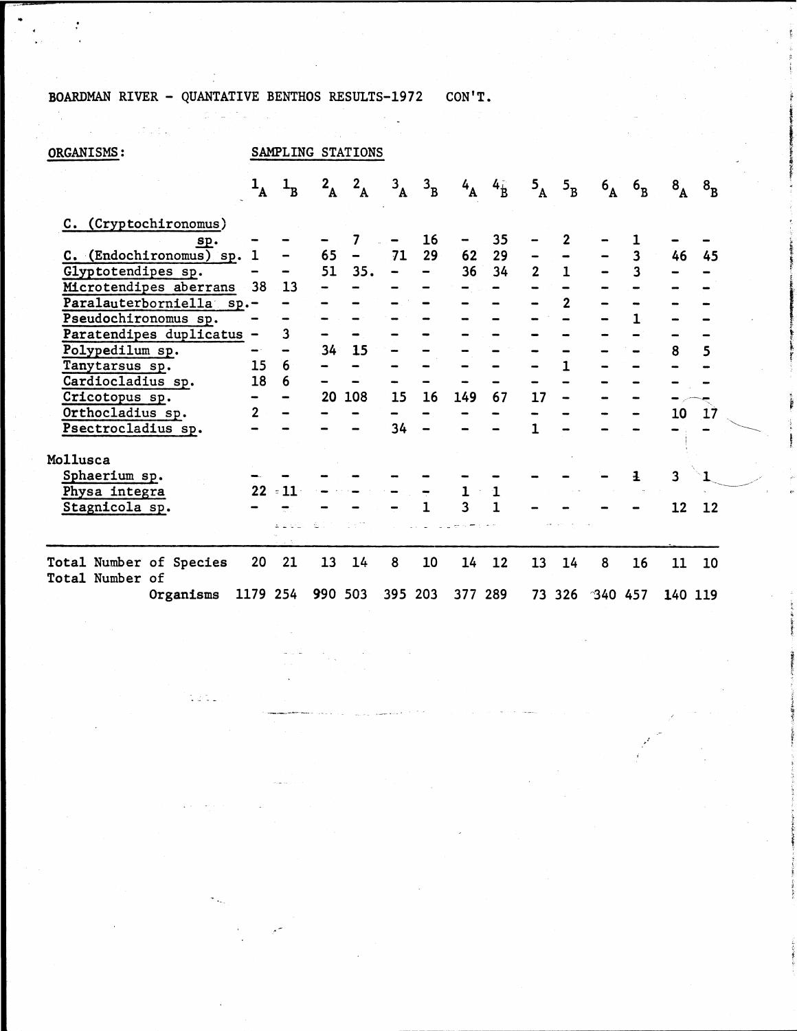BOARDMAN RIVER - QUANTATIVE BENTHOS RESULTS-1972 CON'T.

| ORGANISMS: | SAMPLING STATIONS | | | | | | | | | | | | | |
|---|---|---|---|---|---|---|---|---|---|---|---|---|---|---|
| | $1_A$ | $1_B$ | $2_A$ | $2_A$ | $3_A$ | $3_B$ | $4_A$ | $4_B$ | $5_A$ | $5_B$ | $6_A$ | $6_B$ | $8_A$ | $8_B$ |
| C. (Cryptochironomus) sp. | - | - | - | 7 | - | 16 | - | 35 | - | 2 | - | 1 | - | - |
| C. (Endochironomus) sp. | 1 | - | 65 | - | 71 | 29 | 62 | 29 | - | - | - | 3 | 46 | 45 |
| Glyptotendipes sp. | - | - | 51 | 35. | - | - | 36 | 34 | 2 | 1 | - | 3 | - | - |
| Microtendipes aberrans | 38 | 13 | - | - | - | - | - | - | - | - | - | - | - | - |
| Paralauterborniella sp. | - | - | - | - | - | - | - | - | - | 2 | - | - | - | - |
| Pseudochironomus sp. | - | - | - | - | - | - | - | - | - | - | - | 1 | - | - |
| Paratendipes duplicatus | - | 3 | - | - | - | - | - | - | - | - | - | - | - | - |
| Polypedilum sp. | - | - | 34 | 15 | - | - | - | - | - | - | - | - | 8 | 5 |
| Tanytarsus sp. | 15 | 6 | - | - | - | - | - | - | - | 1 | - | - | - | - |
| Cardiocladius sp. | 18 | 6 | - | - | - | - | - | - | - | - | - | - | - | - |
| Cricotopus sp. | - | - | 20 | 108 | 15 | 16 | 149 | 67 | 17 | - | - | - | - | - |
| Orthocladius sp. | 2 | - | - | - | - | - | - | - | - | - | - | - | 10 | 17 |
| Psectrocladius sp. | - | - | - | - | 34 | - | - | - | 1 | - | - | - | - | - |
| Mollusca | | | | | | | | | | | | | | |
| Sphaerium sp. | - | - | - | - | - | - | - | - | - | - | - | 1 | 3 | 1 |
| Physa integra | 22 | 11 | - | - | - | - | 1 | 1 | | | | | | |
| Stagnicola sp. | - | - | - | - | - | 1 | 3 | 1 | - | - | - | - | 12 | 12 |
| Total Number of Species | 20 | 21 | 13 | 14 | 8 | 10 | 14 | 12 | 13 | 14 | 8 | 16 | 11 | 10 |
| Total Number of Organisms | 1179 | 254 | 990 | 503 | 395 | 203 | 377 | 289 | 73 | 326 | 340 | 457 | 140 | 119 |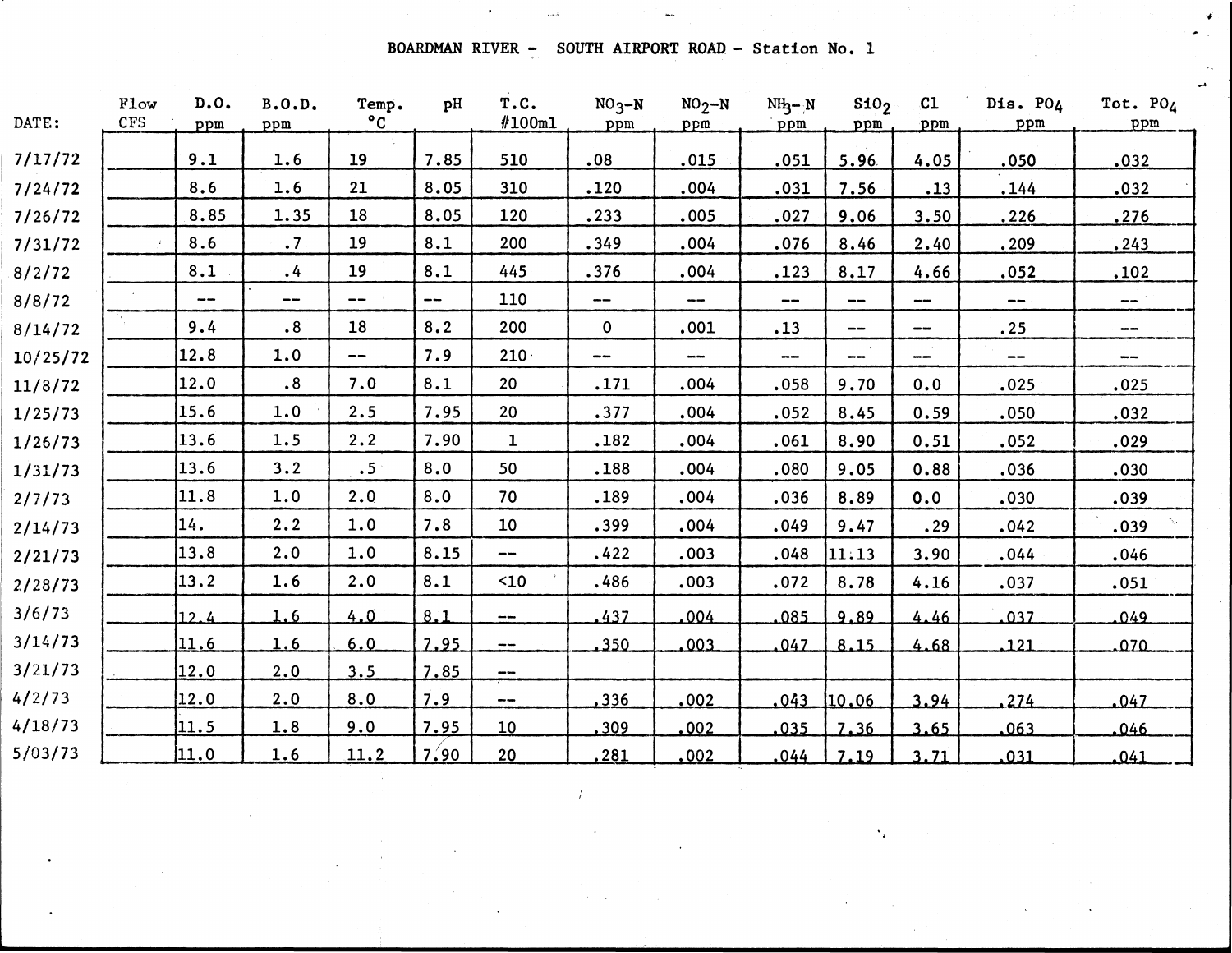# BOARDMAN RIVER - SOUTH AIRPORT ROAD - Station No. 1

| DATE: | Flow CFS | D.O. ppm | B.O.D. ppm | Temp. °C | pH | T.C. #100ml | $NO_3$-N ppm | $NO_2$-N ppm | $NH_3$-N ppm | $SiO_2$ ppm | Cl ppm | Dis. $PO_4$ ppm | Tot. $PO_4$ ppm |
|---|---|---|---|---|---|---|---|---|---|---|---|---|---|
| 7/17/72 | | 9.1 | 1.6 | 19 | 7.85 | 510 | .08 | .015 | .051 | 5.96 | 4.05 | .050 | .032 |
| 7/24/72 | | 8.6 | 1.6 | 21 | 8.05 | 310 | .120 | .004 | .031 | 7.56 | .13 | .144 | .032 |
| 7/26/72 | | 8.85 | 1.35 | 18 | 8.05 | 120 | .233 | .005 | .027 | 9.06 | 3.50 | .226 | .276 |
| 7/31/72 | | 8.6 | .7 | 19 | 8.1 | 200 | .349 | .004 | .076 | 8.46 | 2.40 | .209 | .243 |
| 8/2/72 | | 8.1 | .4 | 19 | 8.1 | 445 | .376 | .004 | .123 | 8.17 | 4.66 | .052 | .102 |
| 8/8/72 | | -- | -- | -- | -- | 110 | -- | -- | -- | -- | -- | -- | -- |
| 8/14/72 | | 9.4 | .8 | 18 | 8.2 | 200 | 0 | .001 | .13 | -- | -- | .25 | -- |
| 10/25/72 | | 12.8 | 1.0 | -- | 7.9 | 210 | -- | -- | -- | -- | -- | -- | -- |
| 11/8/72 | | 12.0 | .8 | 7.0 | 8.1 | 20 | .171 | .004 | .058 | 9.70 | 0.0 | .025 | .025 |
| 1/25/73 | | 15.6 | 1.0 | 2.5 | 7.95 | 20 | .377 | .004 | .052 | 8.45 | 0.59 | .050 | .032 |
| 1/26/73 | | 13.6 | 1.5 | 2.2 | 7.90 | 1 | .182 | .004 | .061 | 8.90 | 0.51 | .052 | .029 |
| 1/31/73 | | 13.6 | 3.2 | .5 | 8.0 | 50 | .188 | .004 | .080 | 9.05 | 0.88 | .036 | .030 |
| 2/7/73 | | 11.8 | 1.0 | 2.0 | 8.0 | 70 | .189 | .004 | .036 | 8.89 | 0.0 | .030 | .039 |
| 2/14/73 | | 14. | 2.2 | 1.0 | 7.8 | 10 | .399 | .004 | .049 | 9.47 | .29 | .042 | .039 |
| 2/21/73 | | 13.8 | 2.0 | 1.0 | 8.15 | -- | .422 | .003 | .048 | 11.13 | 3.90 | .044 | .046 |
| 2/28/73 | | 13.2 | 1.6 | 2.0 | 8.1 | <10 | .486 | .003 | .072 | 8.78 | 4.16 | .037 | .051 |
| 3/6/73 | | 12.4 | 1.6 | 4.0 | 8.1 | -- | .437 | .004 | .085 | 9.89 | 4.46 | .037 | .049 |
| 3/14/73 | | 11.6 | 1.6 | 6.0 | 7.95 | -- | .350 | .003 | .047 | 8.15 | 4.68 | .121 | .070 |
| 3/21/73 | | 12.0 | 2.0 | 3.5 | 7.85 | -- | | | | | | | |
| 4/2/73 | | 12.0 | 2.0 | 8.0 | 7.9 | -- | .336 | .002 | .043 | 10.06 | 3.94 | .274 | .047 |
| 4/18/73 | | 11.5 | 1.8 | 9.0 | 7.95 | 10 | .309 | .002 | .035 | 7.36 | 3.65 | .063 | .046 |
| 5/03/73 | | 11.0 | 1.6 | 11.2 | 7.90 | 20 | .281 | .002 | .044 | 7.19 | 3.71 | .031 | .041 |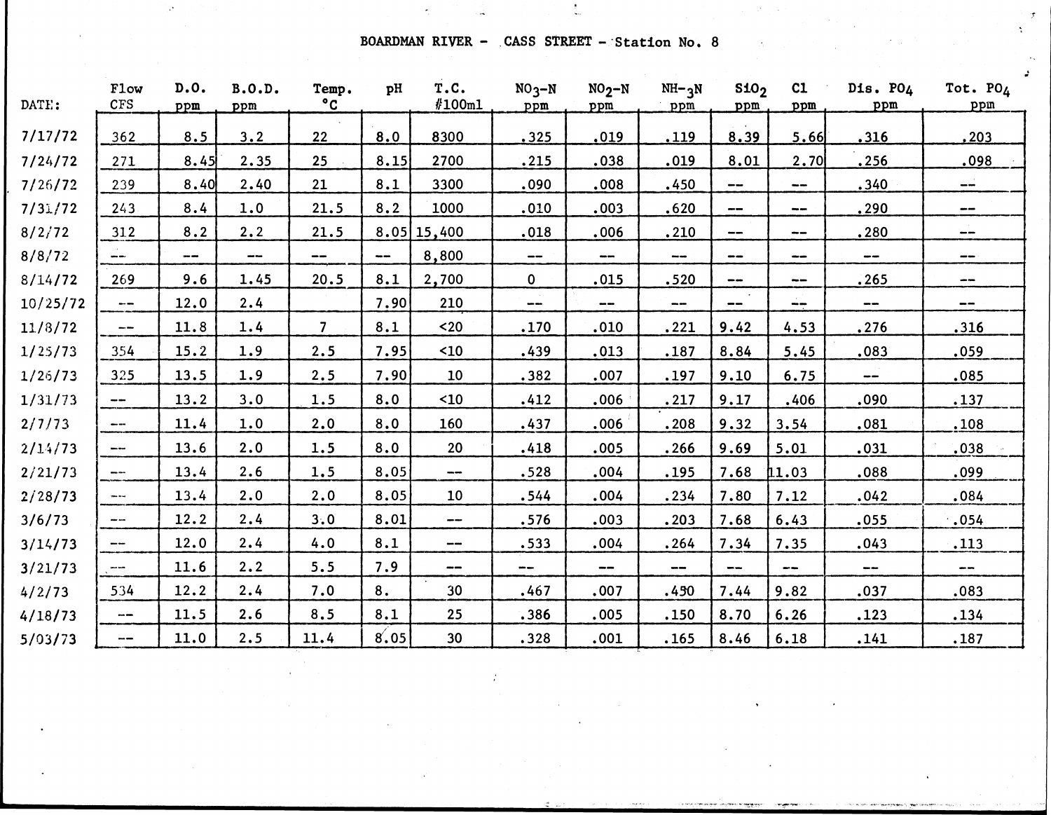# BOARDMAN RIVER - CASS STREET - Station No. 8

| DATE: | Flow CFS | D.O. ppm | B.O.D. ppm | Temp. °C | pH | T.C. #/100ml | $NO_3$-N ppm | $NO_2$-N ppm | NH-$_3$N ppm | $SiO_2$ ppm | Cl ppm | Dis. $PO_4$ ppm | Tot. $PO_4$ ppm |
|---|---|---|---|---|---|---|---|---|---|---|---|---|---|
| 7/17/72 | 362 | 8.5 | 3.2 | 22 | 8.0 | 8300 | .325 | .019 | .119 | 8.39 | 5.66 | .316 | .203 |
| 7/24/72 | 271 | 8.45 | 2.35 | 25 | 8.15 | 2700 | .215 | .038 | .019 | 8.01 | 2.70 | .256 | .098 |
| 7/26/72 | 239 | 8.40 | 2.40 | 21 | 8.1 | 3300 | .090 | .008 | .450 | -- | -- | .340 | -- |
| 7/31/72 | 243 | 8.4 | 1.0 | 21.5 | 8.2 | 1000 | .010 | .003 | .620 | -- | -- | .290 | -- |
| 8/2/72 | 312 | 8.2 | 2.2 | 21.5 | 8.05 | 15,400 | .018 | .006 | .210 | -- | -- | .280 | -- |
| 8/8/72 | -- | -- | -- | -- | -- | 8,800 | -- | -- | -- | -- | -- | -- | -- |
| 8/14/72 | 269 | 9.6 | 1.45 | 20.5 | 8.1 | 2,700 | 0 | .015 | .520 | -- | -- | .265 | -- |
| 10/25/72 | -- | 12.0 | 2.4 | | 7.90 | 210 | -- | -- | -- | -- | -- | -- | -- |
| 11/8/72 | -- | 11.8 | 1.4 | 7 | 8.1 | <20 | .170 | .010 | .221 | 9.42 | 4.53 | .276 | .316 |
| 1/25/73 | 354 | 15.2 | 1.9 | 2.5 | 7.95 | <10 | .439 | .013 | .187 | 8.84 | 5.45 | .083 | .059 |
| 1/26/73 | 325 | 13.5 | 1.9 | 2.5 | 7.90 | 10 | .382 | .007 | .197 | 9.10 | 6.75 | -- | .085 |
| 1/31/73 | -- | 13.2 | 3.0 | 1.5 | 8.0 | <10 | .412 | .006 | .217 | 9.17 | .406 | .090 | .137 |
| 2/7/73 | -- | 11.4 | 1.0 | 2.0 | 8.0 | 160 | .437 | .006 | .208 | 9.32 | 3.54 | .081 | .108 |
| 2/14/73 | -- | 13.6 | 2.0 | 1.5 | 8.0 | 20 | .418 | .005 | .266 | 9.69 | 5.01 | .031 | .038 |
| 2/21/73 | -- | 13.4 | 2.6 | 1.5 | 8.05 | -- | .528 | .004 | .195 | 7.68 | 11.03 | .088 | .099 |
| 2/28/73 | -- | 13.4 | 2.0 | 2.0 | 8.05 | 10 | .544 | .004 | .234 | 7.80 | 7.12 | .042 | .084 |
| 3/6/73 | -- | 12.2 | 2.4 | 3.0 | 8.01 | -- | .576 | .003 | .203 | 7.68 | 6.43 | .055 | .054 |
| 3/14/73 | -- | 12.0 | 2.4 | 4.0 | 8.1 | -- | .533 | .004 | .264 | 7.34 | 7.35 | .043 | .113 |
| 3/21/73 | -- | 11.6 | 2.2 | 5.5 | 7.9 | -- | -- | -- | -- | -- | -- | -- | -- |
| 4/2/73 | 534 | 12.2 | 2.4 | 7.0 | 8. | 30 | .467 | .007 | .430 | 7.44 | 9.82 | .037 | .083 |
| 4/18/73 | -- | 11.5 | 2.6 | 8.5 | 8.1 | 25 | .386 | .005 | .150 | 8.70 | 6.26 | .123 | .134 |
| 5/03/73 | -- | 11.0 | 2.5 | 11.4 | 8.05 | 30 | .328 | .001 | .165 | 8.46 | 6.18 | .141 | .187 |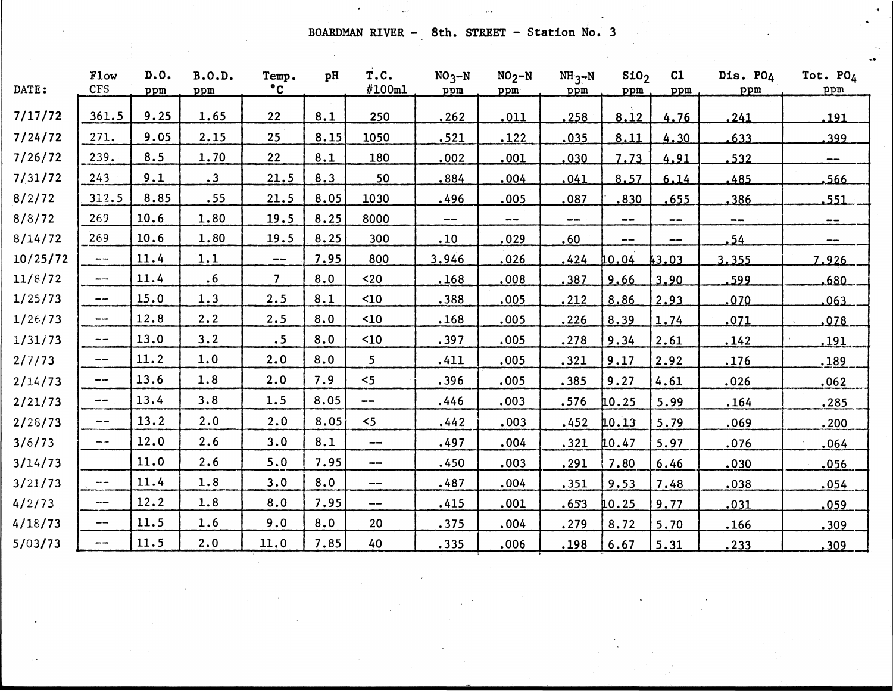# BOARDMAN RIVER - 8th. STREET - Station No. 3

| DATE: | Flow CFS | D.O. ppm | B.O.D. ppm | Temp. °C | pH | T.C. #100ml | $NO_3$-N ppm | $NO_2$-N ppm | $NH_3$-N ppm | $SiO_2$ ppm | Cl ppm | Dis. $PO_4$ ppm | Tot. $PO_4$ ppm |
|---|---|---|---|---|---|---|---|---|---|---|---|---|---|
| 7/17/72 | 361.5 | 9.25 | 1.65 | 22 | 8.1 | 250 | .262 | .011 | .258 | 8.12 | 4.76 | .241 | .191 |
| 7/24/72 | 271. | 9.05 | 2.15 | 25 | 8.15 | 1050 | .521 | .122 | .035 | 8.11 | 4.30 | .633 | .399 |
| 7/26/72 | 239. | 8.5 | 1.70 | 22 | 8.1 | 180 | .002 | .001 | .030 | 7.73 | 4.91 | .532 | -- |
| 7/31/72 | 243 | 9.1 | .3 | 21.5 | 8.3 | 50 | .884 | .004 | .041 | 8.57 | 6.14 | .485 | .566 |
| 8/2/72 | 312.5 | 8.85 | .55 | 21.5 | 8.05 | 1030 | .496 | .005 | .087 | .830 | .655 | .386 | .551 |
| 8/8/72 | 269 | 10.6 | 1.80 | 19.5 | 8.25 | 8000 | -- | -- | -- | -- | -- | -- | -- |
| 8/14/72 | 269 | 10.6 | 1.80 | 19.5 | 8.25 | 300 | .10 | .029 | .60 | -- | -- | .54 | -- |
| 10/25/72 | -- | 11.4 | 1.1 | -- | 7.95 | 800 | 3.946 | .026 | .424 | 10.04 | 43.03 | 3.355 | 7.926 |
| 11/8/72 | -- | 11.4 | .6 | 7 | 8.0 | <20 | .168 | .008 | .387 | 9.66 | 3.90 | .599 | .680 |
| 1/25/73 | -- | 15.0 | 1.3 | 2.5 | 8.1 | <10 | .388 | .005 | .212 | 8.86 | 2.93 | .070 | .063 |
| 1/26/73 | -- | 12.8 | 2.2 | 2.5 | 8.0 | <10 | .168 | .005 | .226 | 8.39 | 1.74 | .071 | .078 |
| 1/31/73 | -- | 13.0 | 3.2 | .5 | 8.0 | <10 | .397 | .005 | .278 | 9.34 | 2.61 | .142 | .191 |
| 2/7/73 | -- | 11.2 | 1.0 | 2.0 | 8.0 | 5 | .411 | .005 | .321 | 9.17 | 2.92 | .176 | .189 |
| 2/14/73 | -- | 13.6 | 1.8 | 2.0 | 7.9 | <5 | .396 | .005 | .385 | 9.27 | 4.61 | .026 | .062 |
| 2/21/73 | -- | 13.4 | 3.8 | 1.5 | 8.05 | -- | .446 | .003 | .576 | 10.25 | 5.99 | .164 | .285 |
| 2/28/73 | -- | 13.2 | 2.0 | 2.0 | 8.05 | <5 | .442 | .003 | .452 | 10.13 | 5.79 | .069 | .200 |
| 3/6/73 | -- | 12.0 | 2.6 | 3.0 | 8.1 | -- | .497 | .004 | .321 | 10.47 | 5.97 | .076 | .064 |
| 3/14/73 | | 11.0 | 2.6 | 5.0 | 7.95 | -- | .450 | .003 | .291 | 7.80 | 6.46 | .030 | .056 |
| 3/21/73 | -- | 11.4 | 1.8 | 3.0 | 8.0 | -- | .487 | .004 | .351 | 9.53 | 7.48 | .038 | .054 |
| 4/2/73 | -- | 12.2 | 1.8 | 8.0 | 7.95 | -- | .415 | .001 | .653 | 10.25 | 9.77 | .031 | .059 |
| 4/18/73 | -- | 11.5 | 1.6 | 9.0 | 8.0 | 20 | .375 | .004 | .279 | 8.72 | 5.70 | .166 | .309 |
| 5/03/73 | -- | 11.5 | 2.0 | 11.0 | 7.85 | 40 | .335 | .006 | .198 | 6.67 | 5.31 | .233 | .309 |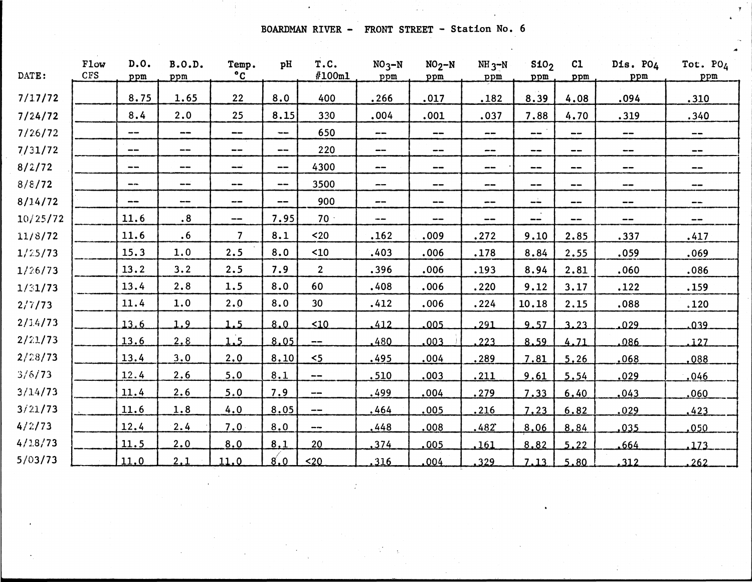BOARDMAN RIVER - FRONT STREET - Station No. 6

| DATE: | Flow CFS | D.O. ppm | B.O.D. ppm | Temp. °C | pH | T.C. #100ml | $NO_3$-N ppm | $NO_2$-N ppm | $NH_3$-N ppm | $SiO_2$ ppm | Cl ppm | Dis. $PO_4$ ppm | Tot. $PO_4$ ppm |
|---|---|---|---|---|---|---|---|---|---|---|---|---|---|
| 7/17/72 | | 8.75 | 1.65 | 22 | 8.0 | 400 | .266 | .017 | .182 | 8.39 | 4.08 | .094 | .310 |
| 7/24/72 | | 8.4 | 2.0 | 25 | 8.15 | 330 | .004 | .001 | .037 | 7.88 | 4.70 | .319 | .340 |
| 7/26/72 | | -- | -- | -- | -- | 650 | -- | -- | -- | -- | -- | -- | -- |
| 7/31/72 | | -- | -- | -- | -- | 220 | -- | -- | -- | -- | -- | -- | -- |
| 8/2/72 | | -- | -- | -- | -- | 4300 | -- | -- | -- | -- | -- | -- | -- |
| 8/8/72 | | -- | -- | -- | -- | 3500 | -- | -- | -- | -- | -- | -- | -- |
| 8/14/72 | | -- | -- | -- | -- | 900 | -- | -- | -- | -- | -- | -- | -- |
| 10/25/72 | | 11.6 | .8 | -- | 7.95 | 70 | -- | -- | -- | -- | -- | -- | -- |
| 11/8/72 | | 11.6 | .6 | 7 | 8.1 | <20 | .162 | .009 | .272 | 9.10 | 2.85 | .337 | .417 |
| 1/25/73 | | 15.3 | 1.0 | 2.5 | 8.0 | <10 | .403 | .006 | .178 | 8.84 | 2.55 | .059 | .069 |
| 1/26/73 | | 13.2 | 3.2 | 2.5 | 7.9 | 2 | .396 | .006 | .193 | 8.94 | 2.81 | .060 | .086 |
| 1/31/73 | | 13.4 | 2.8 | 1.5 | 8.0 | 60 | .408 | .006 | .220 | 9.12 | 3.17 | .122 | .159 |
| 2/7/73 | | 11.4 | 1.0 | 2.0 | 8.0 | 30 | .412 | .006 | .224 | 10.18 | 2.15 | .088 | .120 |
| 2/14/73 | | 13.6 | 1.9 | 1.5 | 8.0 | <10 | .412 | .005 | .291 | 9.57 | 3.23 | .029 | .039 |
| 2/21/73 | | 13.6 | 2.8 | 1.5 | 8.05 | -- | .480 | .003 | .223 | 8.59 | 4.71 | .086 | .127 |
| 2/28/73 | | 13.4 | 3.0 | 2.0 | 8.10 | <5 | .495 | .004 | .289 | 7.81 | 5.26 | .068 | .088 |
| 3/6/73 | | 12.4 | 2.6 | 5.0 | 8.1 | -- | .510 | .003 | .211 | 9.61 | 5.54 | .029 | .046 |
| 3/14/73 | | 11.4 | 2.6 | 5.0 | 7.9 | -- | .499 | .004 | .279 | 7.33 | 6.40 | .043 | .060 |
| 3/21/73 | | 11.6 | 1.8 | 4.0 | 8.05 | -- | .464 | .005 | .216 | 7.23 | 6.82 | .029 | .423 |
| 4/2/73 | | 12.4 | 2.4 | 7.0 | 8.0 | -- | .448 | .008 | .482 | 8.06 | 8.84 | .035 | .050 |
| 4/18/73 | | 11.5 | 2.0 | 8.0 | 8.1 | 20 | .374 | .005 | .161 | 8.82 | 5.22 | .664 | .173 |
| 5/03/73 | | 11.0 | 2.1 | 11.0 | 8.0 | <20 | .316 | .004 | .329 | 7.13 | 5.80 | .312 | .262 |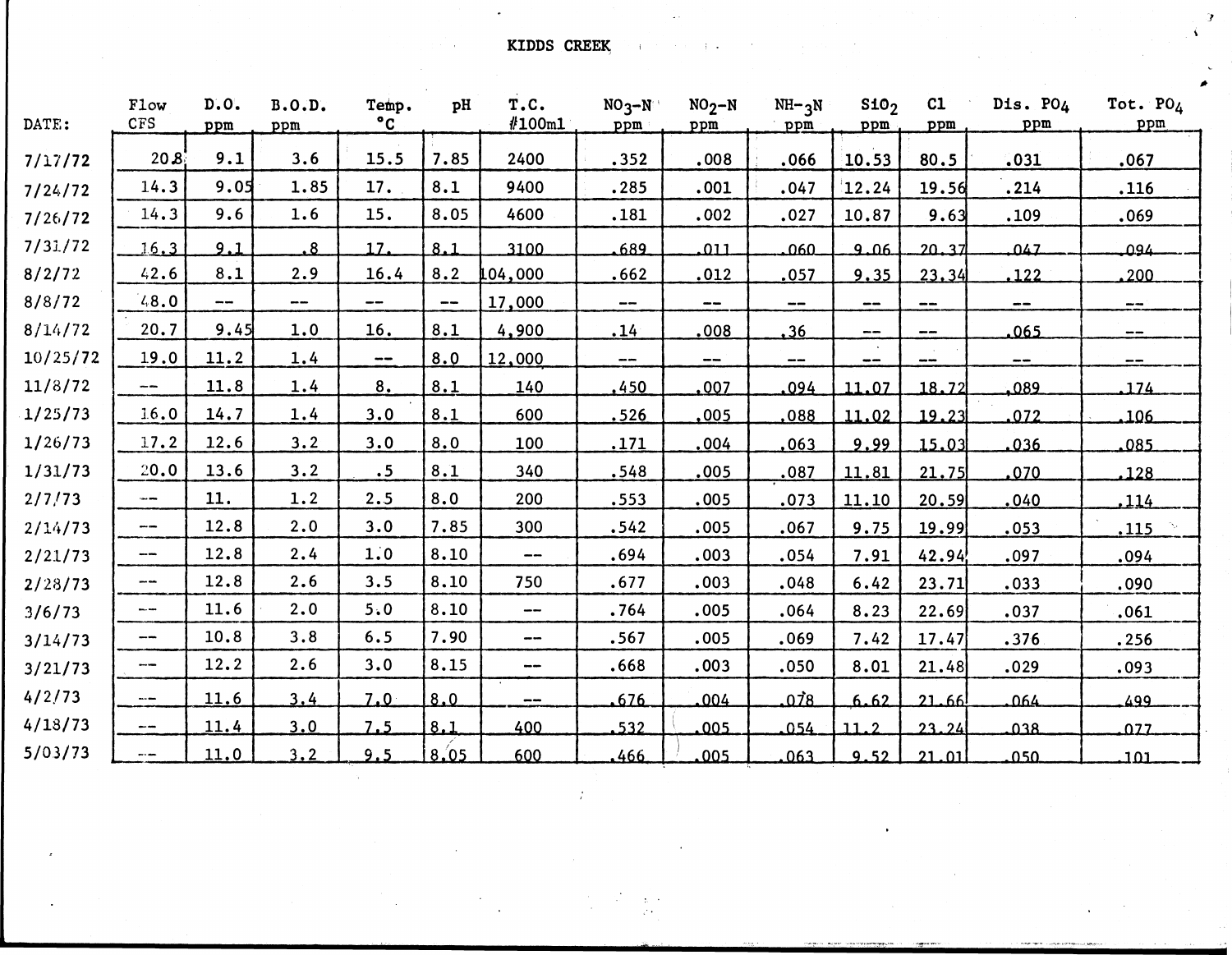# KIDDS CREEK

| DATE: | Flow CFS | D.O. ppm | B.O.D. ppm | Temp. °C | pH | T.C. #100ml | $NO_3$-N ppm | $NO_2$-N ppm | NH-$_3$N ppm | $SiO_2$ ppm | Cl ppm | Dis. $PO_4$ ppm | Tot. $PO_4$ ppm |
|---|---|---|---|---|---|---|---|---|---|---|---|---|---|
| 7/17/72 | 20.8 | 9.1 | 3.6 | 15.5 | 7.85 | 2400 | .352 | .008 | .066 | 10.53 | 80.5 | .031 | .067 |
| 7/24/72 | 14.3 | 9.05 | 1.85 | 17. | 8.1 | 9400 | .285 | .001 | .047 | 12.24 | 19.56 | .214 | .116 |
| 7/26/72 | 14.3 | 9.6 | 1.6 | 15. | 8.05 | 4600 | .181 | .002 | .027 | 10.87 | 9.63 | .109 | .069 |
| 7/31/72 | 16.3 | 9.1 | .8 | 17. | 8.1 | 3100 | .689 | .011 | .060 | 9.06 | 20.37 | .047 | .094 |
| 8/2/72 | 42.6 | 8.1 | 2.9 | 16.4 | 8.2 | 104,000 | .662 | .012 | .057 | 9.35 | 23.34 | .122 | .200 |
| 8/8/72 | 48.0 | -- | -- | -- | -- | 17,000 | -- | -- | -- | -- | -- | -- | -- |
| 8/14/72 | 20.7 | 9.45 | 1.0 | 16. | 8.1 | 4,900 | .14 | .008 | .36 | -- | -- | .065 | -- |
| 10/25/72 | 19.0 | 11.2 | 1.4 | -- | 8.0 | 12,000 | -- | -- | -- | -- | -- | -- | -- |
| 11/8/72 | -- | 11.8 | 1.4 | 8. | 8.1 | 140 | .450 | .007 | .094 | 11.07 | 18.72 | .089 | .174 |
| 1/25/73 | 16.0 | 14.7 | 1.4 | 3.0 | 8.1 | 600 | .526 | .005 | .088 | 11.02 | 19.23 | .072 | .106 |
| 1/26/73 | 17.2 | 12.6 | 3.2 | 3.0 | 8.0 | 100 | .171 | .004 | .063 | 9.99 | 15.03 | .036 | .085 |
| 1/31/73 | 20.0 | 13.6 | 3.2 | .5 | 8.1 | 340 | .548 | .005 | .087 | 11.81 | 21.75 | .070 | .128 |
| 2/7/73 | -- | 11. | 1.2 | 2.5 | 8.0 | 200 | .553 | .005 | .073 | 11.10 | 20.59 | .040 | .114 |
| 2/14/73 | -- | 12.8 | 2.0 | 3.0 | 7.85 | 300 | .542 | .005 | .067 | 9.75 | 19.99 | .053 | .115 |
| 2/21/73 | -- | 12.8 | 2.4 | 1.0 | 8.10 | -- | .694 | .003 | .054 | 7.91 | 42.94 | .097 | .094 |
| 2/28/73 | -- | 12.8 | 2.6 | 3.5 | 8.10 | 750 | .677 | .003 | .048 | 6.42 | 23.71 | .033 | .090 |
| 3/6/73 | -- | 11.6 | 2.0 | 5.0 | 8.10 | -- | .764 | .005 | .064 | 8.23 | 22.69 | .037 | .061 |
| 3/14/73 | -- | 10.8 | 3.8 | 6.5 | 7.90 | -- | .567 | .005 | .069 | 7.42 | 17.47 | .376 | .256 |
| 3/21/73 | -- | 12.2 | 2.6 | 3.0 | 8.15 | -- | .668 | .003 | .050 | 8.01 | 21.48 | .029 | .093 |
| 4/2/73 | -- | 11.6 | 3.4 | 7.0 | 8.0 | -- | .676 | .004 | .078 | 6.62 | 21.66 | .064 | .499 |
| 4/18/73 | -- | 11.4 | 3.0 | 7.5 | 8.1 | 400 | .532 | .005 | .054 | 11.2 | 23.24 | .038 | .077 |
| 5/03/73 | -- | 11.0 | 3.2 | 9.5 | 8.05 | 600 | .466 | .005 | .063 | 9.52 | 21.01 | .050 | .101 |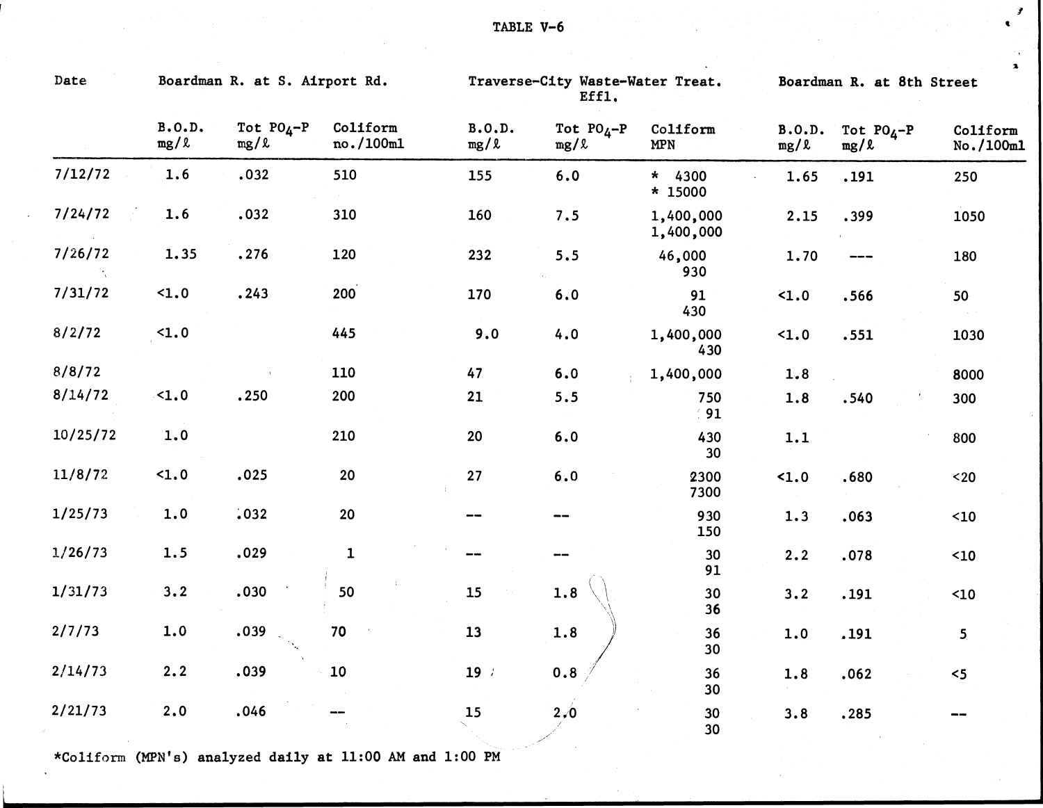TABLE V-6

| Date | Boardman R. at S. Airport Rd. | | | Traverse-City Waste-Water Treat. Effl. | | | Boardman R. at 8th Street | | |
|---|---|---|---|---|---|---|---|---|---|
| | B.O.D. mg/ℓ | Tot $PO_4$-P mg/ℓ | Coliform no./100ml | B.O.D. mg/ℓ | Tot $PO_4$-P mg/ℓ | Coliform MPN | B.O.D. mg/ℓ | Tot $PO_4$-P mg/ℓ | Coliform No./100ml |
| 7/12/72 | 1.6 | .032 | 510 | 155 | 6.0 | * 4300<br>* 15000 | 1.65 | .191 | 250 |
| 7/24/72 | 1.6 | .032 | 310 | 160 | 7.5 | 1,400,000<br>1,400,000 | 2.15 | .399 | 1050 |
| 7/26/72 | 1.35 | .276 | 120 | 232 | 5.5 | 46,000<br>930 | 1.70 | --- | 180 |
| 7/31/72 | <1.0 | .243 | 200 | 170 | 6.0 | 91<br>430 | <1.0 | .566 | 50 |
| 8/2/72 | <1.0 | | 445 | 9.0 | 4.0 | 1,400,000<br>430 | <1.0 | .551 | 1030 |
| 8/8/72 | | | 110 | 47 | 6.0 | 1,400,000 | 1.8 | | 8000 |
| 8/14/72 | <1.0 | .250 | 200 | 21 | 5.5 | 750<br>91 | 1.8 | .540 | 300 |
| 10/25/72 | 1.0 | | 210 | 20 | 6.0 | 430<br>30 | 1.1 | | 800 |
| 11/8/72 | <1.0 | .025 | 20 | 27 | 6.0 | 2300<br>7300 | <1.0 | .680 | <20 |
| 1/25/73 | 1.0 | .032 | 20 | -- | -- | 930<br>150 | 1.3 | .063 | <10 |
| 1/26/73 | 1.5 | .029 | 1 | -- | -- | 30<br>91 | 2.2 | .078 | <10 |
| 1/31/73 | 3.2 | .030 | 50 | 15 | 1.8 | 30<br>36 | 3.2 | .191 | <10 |
| 2/7/73 | 1.0 | .039 | 70 | 13 | 1.8 | 36<br>30 | 1.0 | .191 | 5 |
| 2/14/73 | 2.2 | .039 | 10 | 19 | 0.8 | 36<br>30 | 1.8 | .062 | <5 |
| 2/21/73 | 2.0 | .046 | -- | 15 | 2.0 | 30<br>30 | 3.8 | .285 | -- |

*Coliform (MPN's) analyzed daily at 11:00 AM and 1:00 PM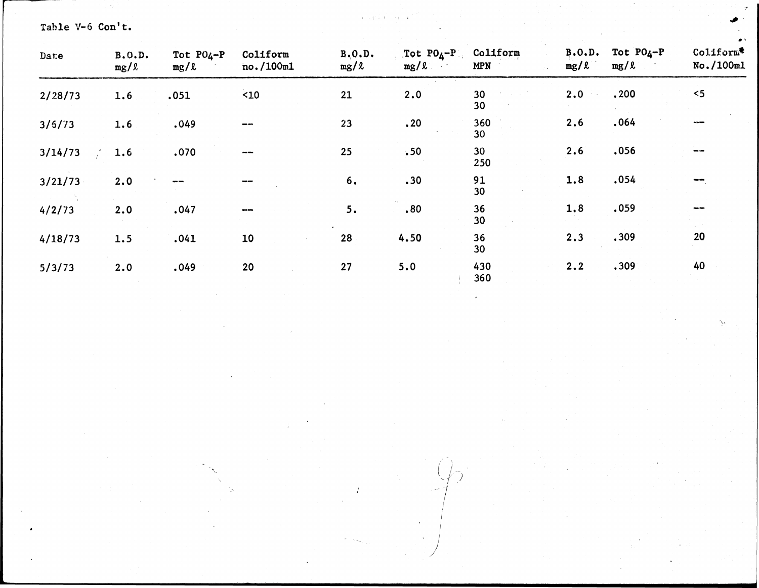Table V-6 Con't.

| Date | B.O.D. mg/ℓ | Tot $PO_4$-P mg/ℓ | Coliform no./100ml | B.O.D. mg/ℓ | Tot $PO_4$-P mg/ℓ | Coliform MPN | B.O.D. mg/ℓ | Tot $PO_4$-P mg/ℓ | Coliform* No./100ml |
|---|---|---|---|---|---|---|---|---|---|
| 2/28/73 | 1.6 | .051 | <10 | 21 | 2.0 | 30<br>30 | 2.0 | .200 | <5 |
| 3/6/73 | 1.6 | .049 | -- | 23 | .20 | 360<br>30 | 2.6 | .064 | -- |
| 3/14/73 | 1.6 | .070 | -- | 25 | .50 | 30<br>250 | 2.6 | .056 | -- |
| 3/21/73 | 2.0 | -- | -- | 6. | .30 | 91<br>30 | 1.8 | .054 | -- |
| 4/2/73 | 2.0 | .047 | -- | 5. | .80 | 36<br>30 | 1.8 | .059 | -- |
| 4/18/73 | 1.5 | .041 | 10 | 28 | 4.50 | 36<br>30 | 2.3 | .309 | 20 |
| 5/3/73 | 2.0 | .049 | 20 | 27 | 5.0 | 430<br>360 | 2.2 | .309 | 40 |